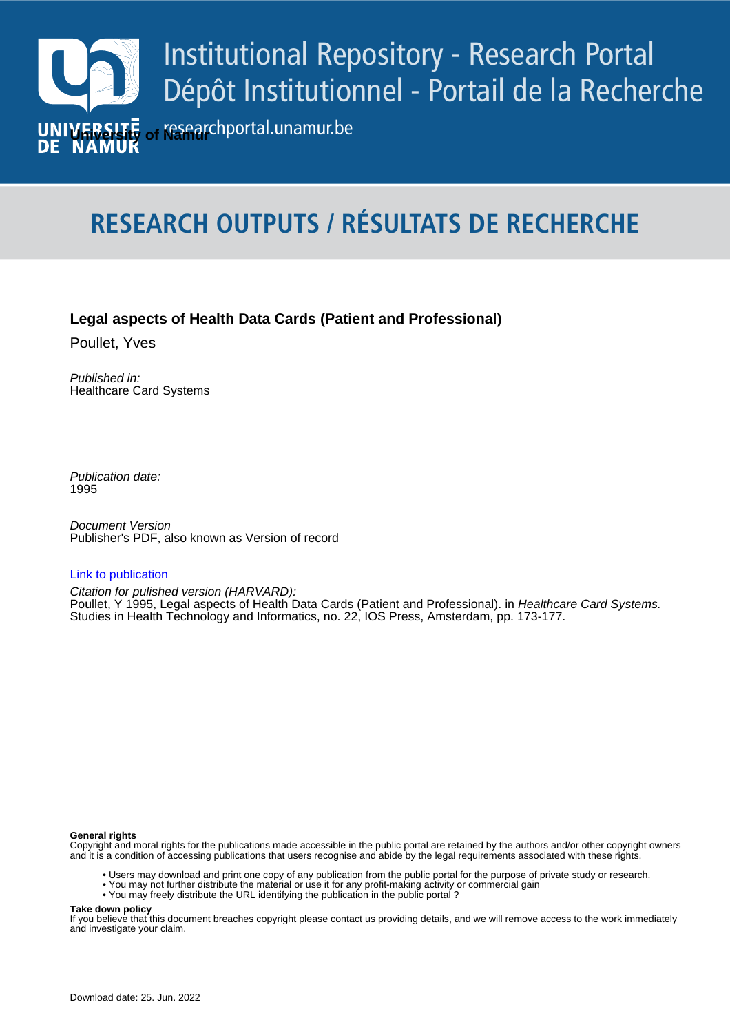Institutional Repository - Research Portal
Dépôt Institutionnel - Portail de la Recherche

University of Namur

researchportal.unamur.be

# RESEARCH OUTPUTS / RÉSULTATS DE RECHERCHE

**Legal aspects of Health Data Cards (Patient and Professional)**

Poullet, Yves

*Published in:*
Healthcare Card Systems

*Publication date:*
1995

*Document Version*
Publisher's PDF, also known as Version of record

Link to publication

*Citation for pulished version (HARVARD):*
Poullet, Y 1995, Legal aspects of Health Data Cards (Patient and Professional). in *Healthcare Card Systems.* Studies in Health Technology and Informatics, no. 22, IOS Press, Amsterdam, pp. 173-177.

**General rights**
Copyright and moral rights for the publications made accessible in the public portal are retained by the authors and/or other copyright owners and it is a condition of accessing publications that users recognise and abide by the legal requirements associated with these rights.

- Users may download and print one copy of any publication from the public portal for the purpose of private study or research.
- You may not further distribute the material or use it for any profit-making activity or commercial gain
- You may freely distribute the URL identifying the publication in the public portal ?

**Take down policy**
If you believe that this document breaches copyright please contact us providing details, and we will remove access to the work immediately and investigate your claim.

Download date: 25. Jun. 2022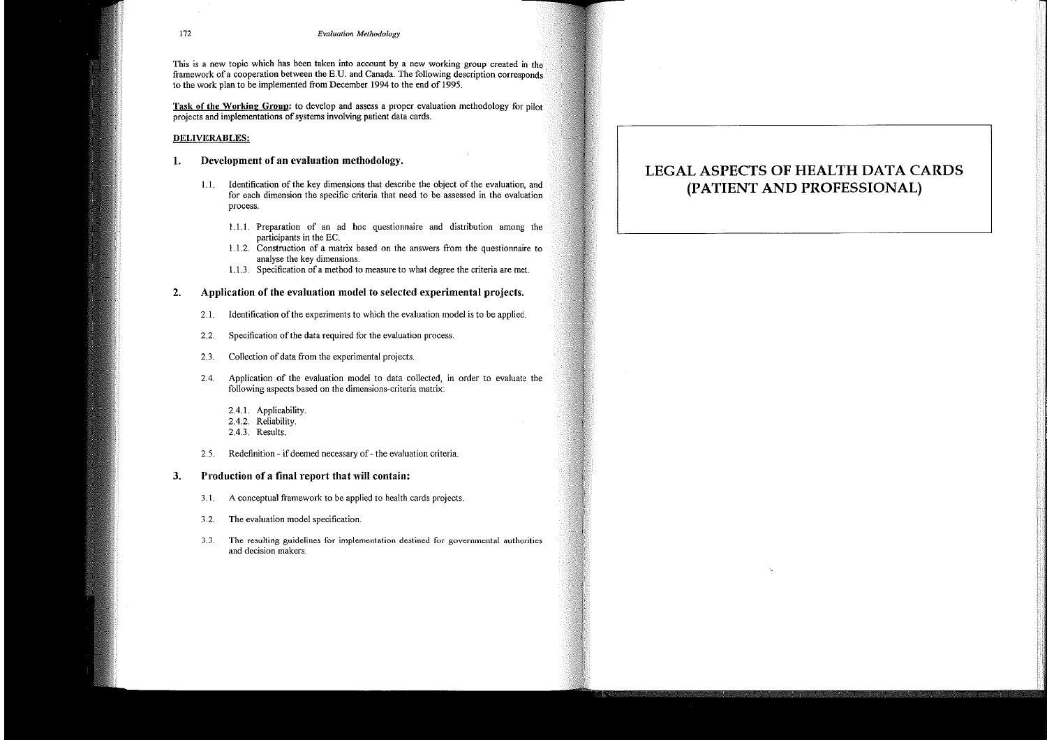This is a new topic which has been taken into account by a new working group created in the framework of a cooperation between the E.U. and Canada. The following description corresponds to the work plan to be implemented from December 1994 to the end of 1995.

**Task of the Working Group:** to develop and assess a proper evaluation methodology for pilot projects and implementations of systems involving patient data cards.

**DELIVERABLES:**

## 1. Development of an evaluation methodology.

1.1. Identification of the key dimensions that describe the object of the evaluation, and for each dimension the specific criteria that need to be assessed in the evaluation process.

1.1.1. Preparation of an ad hoc questionnaire and distribution among the participants in the EC.

1.1.2. Construction of a matrix based on the answers from the questionnaire to analyse the key dimensions.

1.1.3. Specification of a method to measure to what degree the criteria are met.

## 2. Application of the evaluation model to selected experimental projects.

2.1. Identification of the experiments to which the evaluation model is to be applied.

2.2. Specification of the data required for the evaluation process.

2.3. Collection of data from the experimental projects.

2.4. Application of the evaluation model to data collected, in order to evaluate the following aspects based on the dimensions-criteria matrix:

2.4.1. Applicability.

2.4.2. Reliability.

2.4.3. Results.

2.5. Redefinition - if deemed necessary of - the evaluation criteria.

## 3. Production of a final report that will contain:

3.1. A conceptual framework to be applied to health cards projects.

3.2. The evaluation model specification.

3.3. The resulting guidelines for implementation destined for governmental authorities and decision makers.

# LEGAL ASPECTS OF HEALTH DATA CARDS (PATIENT AND PROFESSIONAL)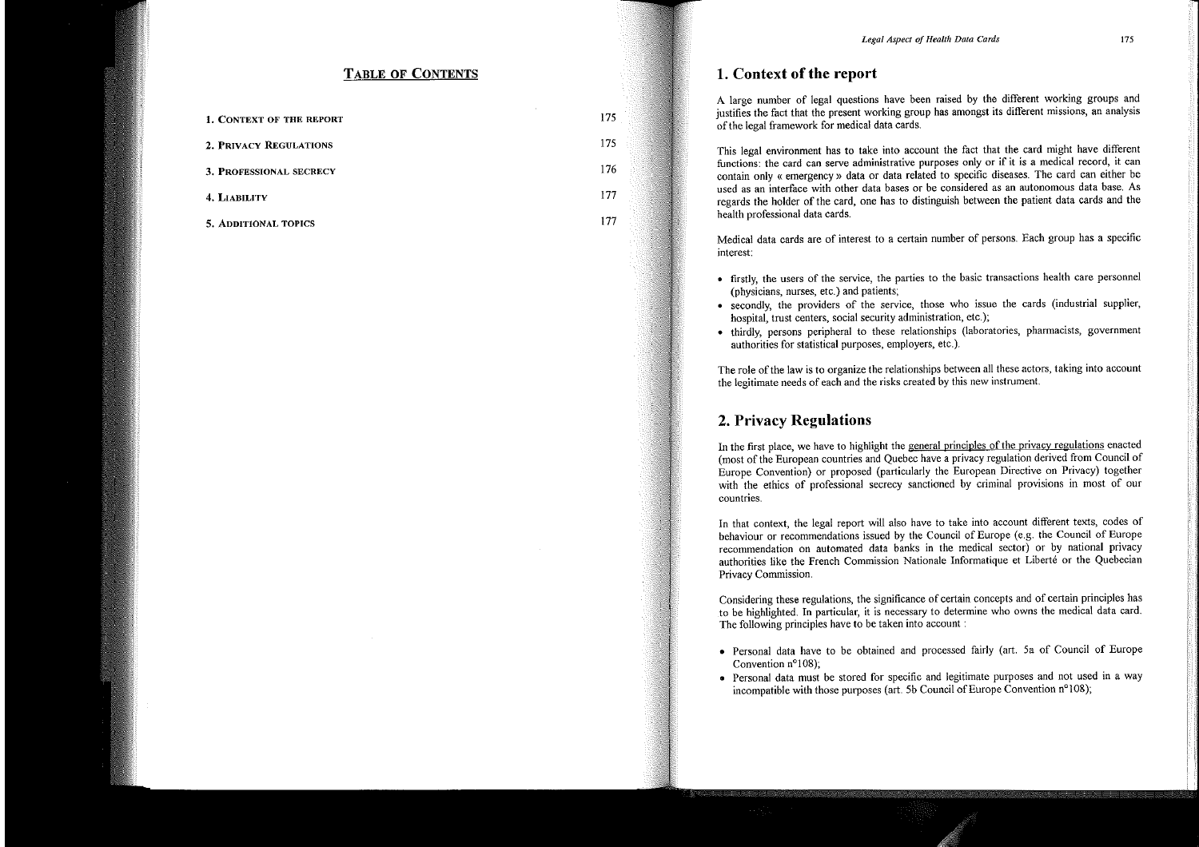## TABLE OF CONTENTS

| | |
|---|---|
| 1. CONTEXT OF THE REPORT | 175 |
| 2. PRIVACY REGULATIONS | 175 |
| 3. PROFESSIONAL SECRECY | 176 |
| 4. LIABILITY | 177 |
| 5. ADDITIONAL TOPICS | 177 |

# 1. Context of the report

A large number of legal questions have been raised by the different working groups and justifies the fact that the present working group has amongst its different missions, an analysis of the legal framework for medical data cards.

This legal environment has to take into account the fact that the card might have different functions: the card can serve administrative purposes only or if it is a medical record, it can contain only « emergency » data or data related to specific diseases. The card can either be used as an interface with other data bases or be considered as an autonomous data base. As regards the holder of the card, one has to distinguish between the patient data cards and the health professional data cards.

Medical data cards are of interest to a certain number of persons. Each group has a specific interest:

- firstly, the users of the service, the parties to the basic transactions health care personnel (physicians, nurses, etc.) and patients;
- secondly, the providers of the service, those who issue the cards (industrial supplier, hospital, trust centers, social security administration, etc.);
- thirdly, persons peripheral to these relationships (laboratories, pharmacists, government authorities for statistical purposes, employers, etc.).

The role of the law is to organize the relationships between all these actors, taking into account the legitimate needs of each and the risks created by this new instrument.

# 2. Privacy Regulations

In the first place, we have to highlight the general principles of the privacy regulations enacted (most of the European countries and Quebec have a privacy regulation derived from Council of Europe Convention) or proposed (particularly the European Directive on Privacy) together with the ethics of professional secrecy sanctioned by criminal provisions in most of our countries.

In that context, the legal report will also have to take into account different texts, codes of behaviour or recommendations issued by the Council of Europe (e.g. the Council of Europe recommendation on automated data banks in the medical sector) or by national privacy authorities like the French Commission Nationale Informatique et Liberté or the Quebecian Privacy Commission.

Considering these regulations, the significance of certain concepts and of certain principles has to be highlighted. In particular, it is necessary to determine who owns the medical data card. The following principles have to be taken into account :

- Personal data have to be obtained and processed fairly (art. 5a of Council of Europe Convention n°108);
- Personal data must be stored for specific and legitimate purposes and not used in a way incompatible with those purposes (art. 5b Council of Europe Convention n°108);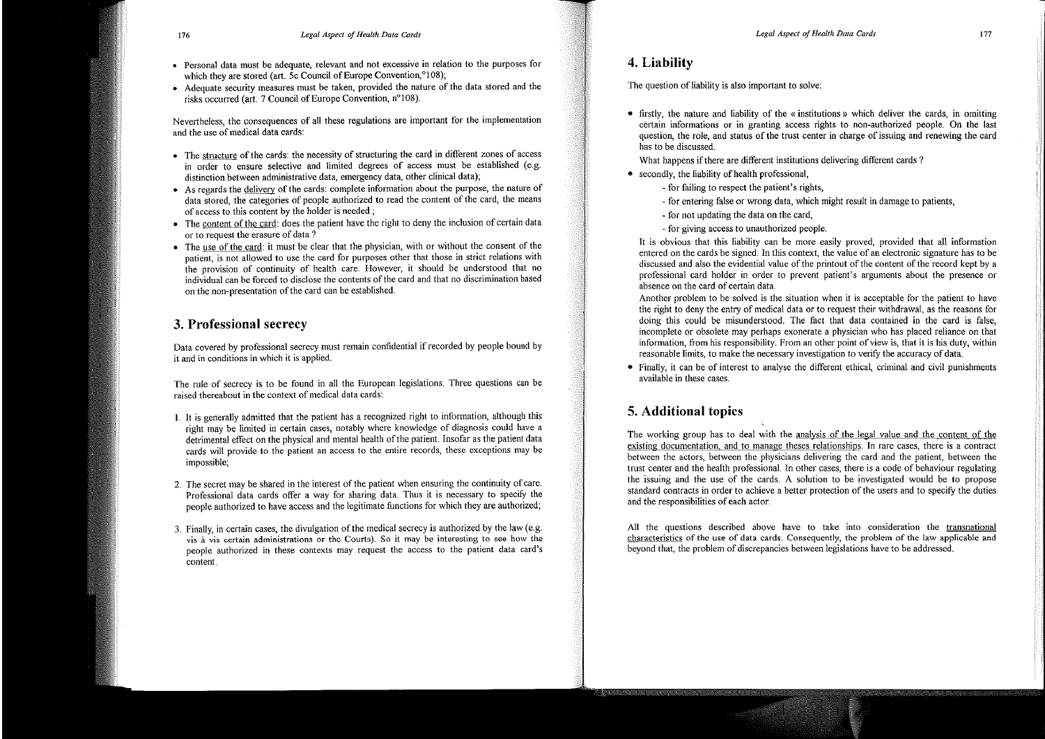- Personal data must be adequate, relevant and not excessive in relation to the purposes for which they are stored (art. 5c Council of Europe Convention,°108);
- Adequate security measures must be taken, provided the nature of the data stored and the risks occurred (art. 7 Council of Europe Convention, n°108).

Nevertheless, the consequences of all these regulations are important for the implementation and the use of medical data cards:

- The structure of the cards: the necessity of structuring the card in different zones of access in order to ensure selective and limited degrees of access must be established (e.g. distinction between administrative data, emergency data, other clinical data);
- As regards the delivery of the cards: complete information about the purpose, the nature of data stored, the categories of people authorized to read the content of the card, the means of access to this content by the holder is needed ;
- The content of the card: does the patient have the right to deny the inclusion of certain data or to request the erasure of data ?
- The use of the card: it must be clear that the physician, with or without the consent of the patient, is not allowed to use the card for purposes other that those in strict relations with the provision of continuity of health care. However, it should be understood that no individual can be forced to disclose the contents of the card and that no discrimination based on the non-presentation of the card can be established.

## 3. Professional secrecy

Data covered by professional secrecy must remain confidential if recorded by people bound by it and in conditions in which it is applied.

The rule of secrecy is to be found in all the European legislations. Three questions can be raised thereabout in the context of medical data cards:

1. It is generally admitted that the patient has a recognized right to information, although this right may be limited in certain cases, notably where knowledge of diagnosis could have a detrimental effect on the physical and mental health of the patient. Insofar as the patient data cards will provide to the patient an access to the entire records, these exceptions may be impossible;

2. The secret may be shared in the interest of the patient when ensuring the continuity of care. Professional data cards offer a way for sharing data. Thus it is necessary to specify the people authorized to have access and the legitimate functions for which they are authorized;

3. Finally, in certain cases, the divulgation of the medical secrecy is authorized by the law (e.g. vis à vis certain administrations or the Courts). So it may be interesting to see how the people authorized in these contexts may request the access to the patient data card's content.

## 4. Liability

The question of liability is also important to solve:

- firstly, the nature and liability of the « institutions » which deliver the cards, in omitting certain informations or in granting access rights to non-authorized people. On the last question, the role, and status of the trust center in charge of issuing and renewing the card has to be discussed.

  What happens if there are different institutions delivering different cards ?
- secondly, the liability of health professional,
  - for failing to respect the patient's rights,
  - for entering false or wrong data, which might result in damage to patients,
  - for not updating the data on the card,
  - for giving access to unauthorized people.

  It is obvious that this liability can be more easily proved, provided that all information entered on the cards be signed. In this context, the value of an electronic signature has to be discussed and also the evidential value of the printout of the content of the record kept by a professional card holder in order to prevent patient's arguments about the presence or absence on the card of certain data.

  Another problem to be solved is the situation when it is acceptable for the patient to have the right to deny the entry of medical data or to request their withdrawal, as the reasons for doing this could be misunderstood. The fact that data contained in the card is false, incomplete or obsolete may perhaps exonerate a physician who has placed reliance on that information, from his responsibility. From an other point of view is, that it is his duty, within reasonable limits, to make the necessary investigation to verify the accuracy of data.
- Finally, it can be of interest to analyse the different ethical, criminal and civil punishments available in these cases.

## 5. Additional topics

The working group has to deal with the analysis of the legal value and the content of the existing documentation, and to manage theses relationships. In rare cases, there is a contract between the actors, between the physicians delivering the card and the patient, between the trust center and the health professional. In other cases, there is a code of behaviour regulating the issuing and the use of the cards. A solution to be investigated would be to propose standard contracts in order to achieve a better protection of the users and to specify the duties and the responsibilities of each actor.

All the questions described above have to take into consideration the transnational characteristics of the use of data cards. Consequently, the problem of the law applicable and beyond that, the problem of discrepancies between legislations have to be addressed.